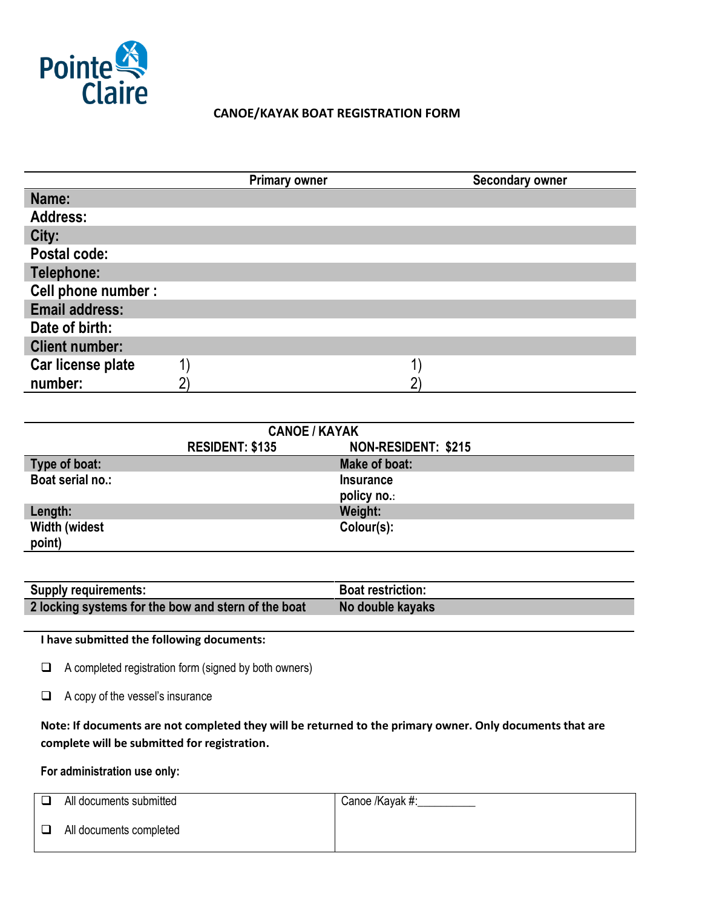Pointe Claire

## CANOE/KAYAK BOAT REGISTRATION FORM

| | Primary owner | Secondary owner |
|---|---|---|
| **Name:** | | |
| **Address:** | | |
| **City:** | | |
| **Postal code:** | | |
| **Telephone:** | | |
| **Cell phone number :** | | |
| **Email address:** | | |
| **Date of birth:** | | |
| **Client number:** | | |
| **Car license plate number:** | 1)<br>2) | 1)<br>2) |

| CANOE / KAYAK | |
|---|---|
| **RESIDENT: $135** | **NON-RESIDENT: $215** |
| **Type of boat:** | **Make of boat:** |
| **Boat serial no.:** | **Insurance policy no.:** |
| **Length:** | **Weight:** |
| **Width (widest point)** | **Colour(s):** |

| Supply requirements: | Boat restriction: |
|---|---|
| **2 locking systems for the bow and stern of the boat** | **No double kayaks** |

**I have submitted the following documents:**

- ☐ A completed registration form (signed by both owners)
- ☐ A copy of the vessel's insurance

**Note: If documents are not completed they will be returned to the primary owner. Only documents that are complete will be submitted for registration.**

**For administration use only:**

| | |
|---|---|
| ☐ All documents submitted<br>☐ All documents completed | Canoe /Kayak #:__________ |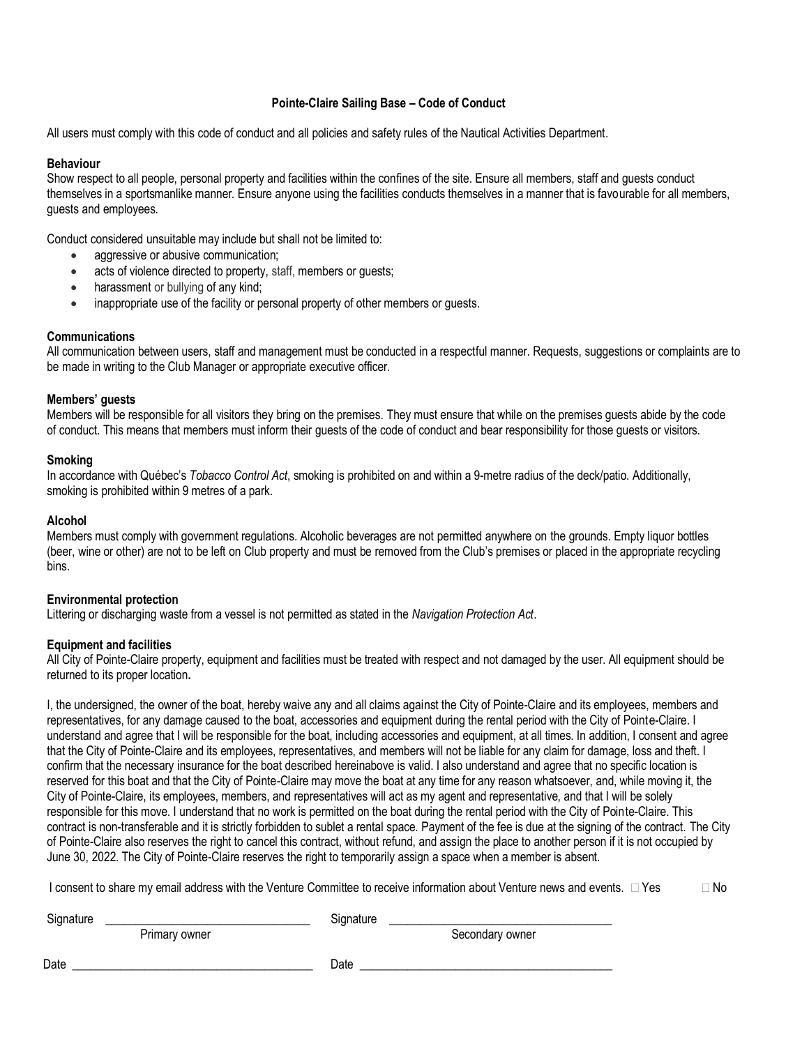**Pointe-Claire Sailing Base – Code of Conduct**

All users must comply with this code of conduct and all policies and safety rules of the Nautical Activities Department.

**Behaviour**

Show respect to all people, personal property and facilities within the confines of the site. Ensure all members, staff and guests conduct themselves in a sportsmanlike manner. Ensure anyone using the facilities conducts themselves in a manner that is favourable for all members, guests and employees.

Conduct considered unsuitable may include but shall not be limited to:

- aggressive or abusive communication;
- acts of violence directed to property, staff, members or guests;
- harassment or bullying of any kind;
- inappropriate use of the facility or personal property of other members or guests.

**Communications**

All communication between users, staff and management must be conducted in a respectful manner. Requests, suggestions or complaints are to be made in writing to the Club Manager or appropriate executive officer.

**Members' guests**

Members will be responsible for all visitors they bring on the premises. They must ensure that while on the premises guests abide by the code of conduct. This means that members must inform their guests of the code of conduct and bear responsibility for those guests or visitors.

**Smoking**

In accordance with Québec's *Tobacco Control Act*, smoking is prohibited on and within a 9-metre radius of the deck/patio. Additionally, smoking is prohibited within 9 metres of a park.

**Alcohol**

Members must comply with government regulations. Alcoholic beverages are not permitted anywhere on the grounds. Empty liquor bottles (beer, wine or other) are not to be left on Club property and must be removed from the Club's premises or placed in the appropriate recycling bins.

**Environmental protection**

Littering or discharging waste from a vessel is not permitted as stated in the *Navigation Protection Act*.

**Equipment and facilities**

All City of Pointe-Claire property, equipment and facilities must be treated with respect and not damaged by the user. All equipment should be returned to its proper location**.**

I, the undersigned, the owner of the boat, hereby waive any and all claims against the City of Pointe-Claire and its employees, members and representatives, for any damage caused to the boat, accessories and equipment during the rental period with the City of Pointe-Claire. I understand and agree that I will be responsible for the boat, including accessories and equipment, at all times. In addition, I consent and agree that the City of Pointe-Claire and its employees, representatives, and members will not be liable for any claim for damage, loss and theft. I confirm that the necessary insurance for the boat described hereinabove is valid. I also understand and agree that no specific location is reserved for this boat and that the City of Pointe-Claire may move the boat at any time for any reason whatsoever, and, while moving it, the City of Pointe-Claire, its employees, members, and representatives will act as my agent and representative, and that I will be solely responsible for this move. I understand that no work is permitted on the boat during the rental period with the City of Pointe-Claire. This contract is non-transferable and it is strictly forbidden to sublet a rental space. Payment of the fee is due at the signing of the contract. The City of Pointe-Claire also reserves the right to cancel this contract, without refund, and assign the place to another person if it is not occupied by June 30, 2022. The City of Pointe-Claire reserves the right to temporarily assign a space when a member is absent.

I consent to share my email address with the Venture Committee to receive information about Venture news and events. ☐ Yes ☐ No

Signature ________________________________ Signature ____________________________________
Primary owner Secondary owner

Date ________________________________________ Date __________________________________________